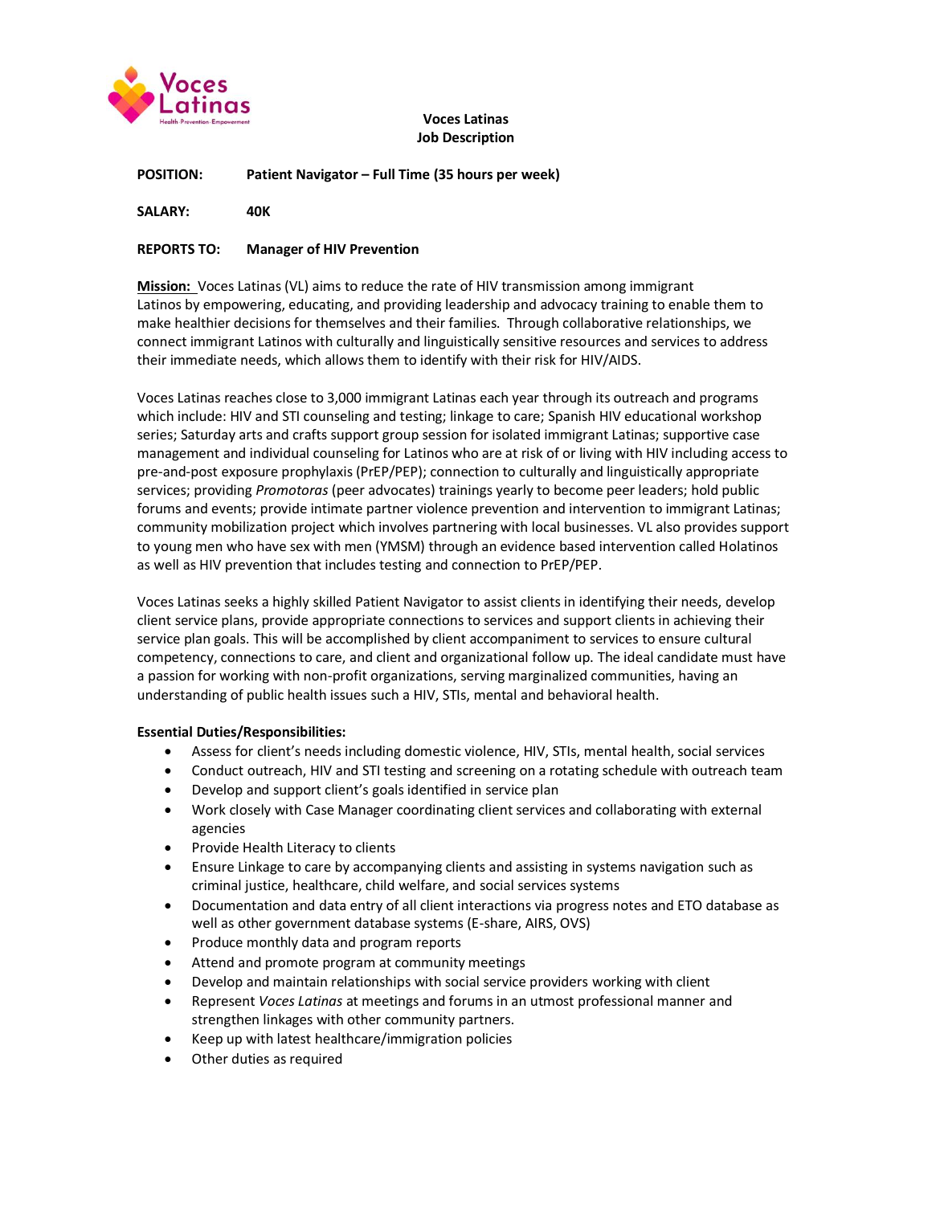**Voces Latinas**
**Job Description**

**POSITION:** **Patient Navigator – Full Time (35 hours per week)**

**SALARY:** **40K**

**REPORTS TO:** **Manager of HIV Prevention**

**Mission:** Voces Latinas (VL) aims to reduce the rate of HIV transmission among immigrant Latinos by empowering, educating, and providing leadership and advocacy training to enable them to make healthier decisions for themselves and their families. Through collaborative relationships, we connect immigrant Latinos with culturally and linguistically sensitive resources and services to address their immediate needs, which allows them to identify with their risk for HIV/AIDS.

Voces Latinas reaches close to 3,000 immigrant Latinas each year through its outreach and programs which include: HIV and STI counseling and testing; linkage to care; Spanish HIV educational workshop series; Saturday arts and crafts support group session for isolated immigrant Latinas; supportive case management and individual counseling for Latinos who are at risk of or living with HIV including access to pre-and-post exposure prophylaxis (PrEP/PEP); connection to culturally and linguistically appropriate services; providing *Promotoras* (peer advocates) trainings yearly to become peer leaders; hold public forums and events; provide intimate partner violence prevention and intervention to immigrant Latinas; community mobilization project which involves partnering with local businesses. VL also provides support to young men who have sex with men (YMSM) through an evidence based intervention called Holatinos as well as HIV prevention that includes testing and connection to PrEP/PEP.

Voces Latinas seeks a highly skilled Patient Navigator to assist clients in identifying their needs, develop client service plans, provide appropriate connections to services and support clients in achieving their service plan goals. This will be accomplished by client accompaniment to services to ensure cultural competency, connections to care, and client and organizational follow up. The ideal candidate must have a passion for working with non-profit organizations, serving marginalized communities, having an understanding of public health issues such a HIV, STIs, mental and behavioral health.

**Essential Duties/Responsibilities:**

- Assess for client's needs including domestic violence, HIV, STIs, mental health, social services
- Conduct outreach, HIV and STI testing and screening on a rotating schedule with outreach team
- Develop and support client's goals identified in service plan
- Work closely with Case Manager coordinating client services and collaborating with external agencies
- Provide Health Literacy to clients
- Ensure Linkage to care by accompanying clients and assisting in systems navigation such as criminal justice, healthcare, child welfare, and social services systems
- Documentation and data entry of all client interactions via progress notes and ETO database as well as other government database systems (E-share, AIRS, OVS)
- Produce monthly data and program reports
- Attend and promote program at community meetings
- Develop and maintain relationships with social service providers working with client
- Represent *Voces Latinas* at meetings and forums in an utmost professional manner and strengthen linkages with other community partners.
- Keep up with latest healthcare/immigration policies
- Other duties as required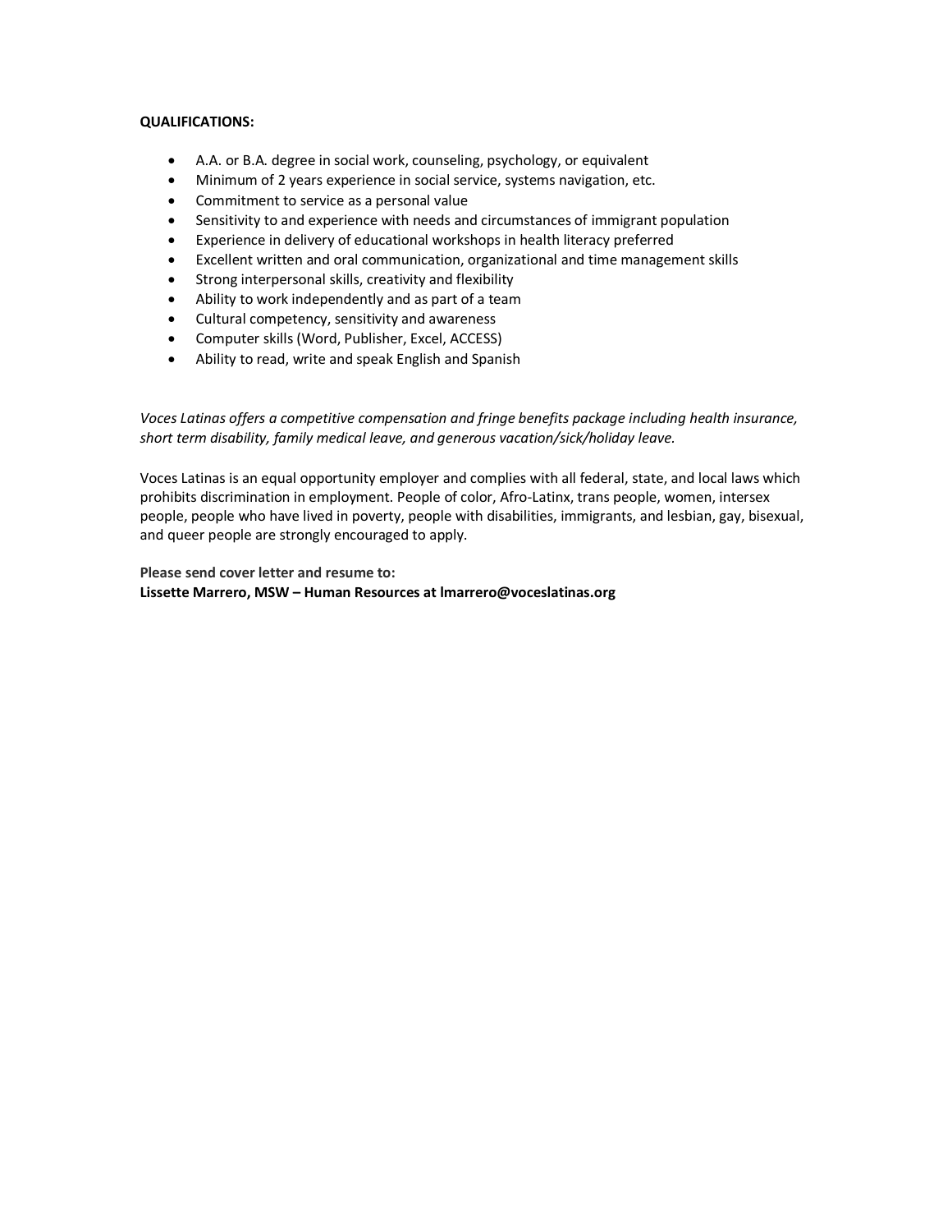**QUALIFICATIONS:**

- A.A. or B.A. degree in social work, counseling, psychology, or equivalent
- Minimum of 2 years experience in social service, systems navigation, etc.
- Commitment to service as a personal value
- Sensitivity to and experience with needs and circumstances of immigrant population
- Experience in delivery of educational workshops in health literacy preferred
- Excellent written and oral communication, organizational and time management skills
- Strong interpersonal skills, creativity and flexibility
- Ability to work independently and as part of a team
- Cultural competency, sensitivity and awareness
- Computer skills (Word, Publisher, Excel, ACCESS)
- Ability to read, write and speak English and Spanish

*Voces Latinas offers a competitive compensation and fringe benefits package including health insurance, short term disability, family medical leave, and generous vacation/sick/holiday leave.*

Voces Latinas is an equal opportunity employer and complies with all federal, state, and local laws which prohibits discrimination in employment. People of color, Afro-Latinx, trans people, women, intersex people, people who have lived in poverty, people with disabilities, immigrants, and lesbian, gay, bisexual, and queer people are strongly encouraged to apply.

**Please send cover letter and resume to:**
**Lissette Marrero, MSW – Human Resources at lmarrero@voceslatinas.org**